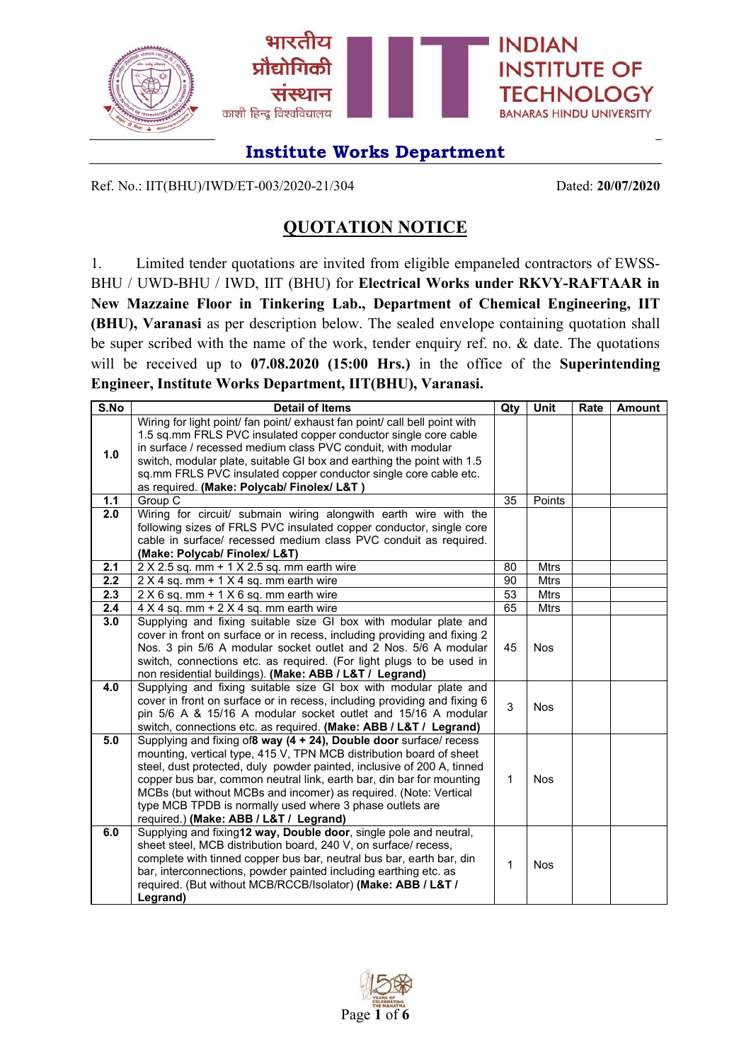भारतीय प्रौद्योगिकी संस्थान काशी हिन्दू विश्वविद्यालय

INDIAN INSTITUTE OF TECHNOLOGY BANARAS HINDU UNIVERSITY

## Institute Works Department

Ref. No.: IIT(BHU)/IWD/ET-003/2020-21/304 Dated: **20/07/2020**

# QUOTATION NOTICE

1. Limited tender quotations are invited from eligible empaneled contractors of EWSS-BHU / UWD-BHU / IWD, IIT (BHU) for **Electrical Works under RKVY-RAFTAAR in New Mazzaine Floor in Tinkering Lab., Department of Chemical Engineering, IIT (BHU), Varanasi** as per description below. The sealed envelope containing quotation shall be super scribed with the name of the work, tender enquiry ref. no. & date. The quotations will be received up to **07.08.2020 (15:00 Hrs.)** in the office of the **Superintending Engineer, Institute Works Department, IIT(BHU), Varanasi.**

| S.No | Detail of Items | Qty | Unit | Rate | Amount |
|---|---|---|---|---|---|
| **1.0** | Wiring for light point/ fan point/ exhaust fan point/ call bell point with 1.5 sq.mm FRLS PVC insulated copper conductor single core cable in surface / recessed medium class PVC conduit, with modular switch, modular plate, suitable GI box and earthing the point with 1.5 sq.mm FRLS PVC insulated copper conductor single core cable etc. as required. **(Make: Polycab/ Finolex/ L&T )** | | | | |
| **1.1** | Group C | 35 | Points | | |
| **2.0** | Wiring for circuit/ submain wiring alongwith earth wire with the following sizes of FRLS PVC insulated copper conductor, single core cable in surface/ recessed medium class PVC conduit as required. **(Make: Polycab/ Finolex/ L&T)** | | | | |
| **2.1** | 2 X 2.5 sq. mm + 1 X 2.5 sq. mm earth wire | 80 | Mtrs | | |
| **2.2** | 2 X 4 sq. mm + 1 X 4 sq. mm earth wire | 90 | Mtrs | | |
| **2.3** | 2 X 6 sq. mm + 1 X 6 sq. mm earth wire | 53 | Mtrs | | |
| **2.4** | 4 X 4 sq. mm + 2 X 4 sq. mm earth wire | 65 | Mtrs | | |
| **3.0** | Supplying and fixing suitable size GI box with modular plate and cover in front on surface or in recess, including providing and fixing 2 Nos. 3 pin 5/6 A modular socket outlet and 2 Nos. 5/6 A modular switch, connections etc. as required. (For light plugs to be used in non residential buildings). **(Make: ABB / L&T / Legrand)** | 45 | Nos | | |
| **4.0** | Supplying and fixing suitable size GI box with modular plate and cover in front on surface or in recess, including providing and fixing 6 pin 5/6 A & 15/16 A modular socket outlet and 15/16 A modular switch, connections etc. as required. **(Make: ABB / L&T / Legrand)** | 3 | Nos | | |
| **5.0** | Supplying and fixing of**8 way (4 + 24), Double door** surface/ recess mounting, vertical type, 415 V, TPN MCB distribution board of sheet steel, dust protected, duly powder painted, inclusive of 200 A, tinned copper bus bar, common neutral link, earth bar, din bar for mounting MCBs (but without MCBs and incomer) as required. (Note: Vertical type MCB TPDB is normally used where 3 phase outlets are required.) **(Make: ABB / L&T / Legrand)** | 1 | Nos | | |
| **6.0** | Supplying and fixing**12 way, Double door**, single pole and neutral, sheet steel, MCB distribution board, 240 V, on surface/ recess, complete with tinned copper bus bar, neutral bus bar, earth bar, din bar, interconnections, powder painted including earthing etc. as required. (But without MCB/RCCB/Isolator) **(Make: ABB / L&T / Legrand)** | 1 | Nos | | |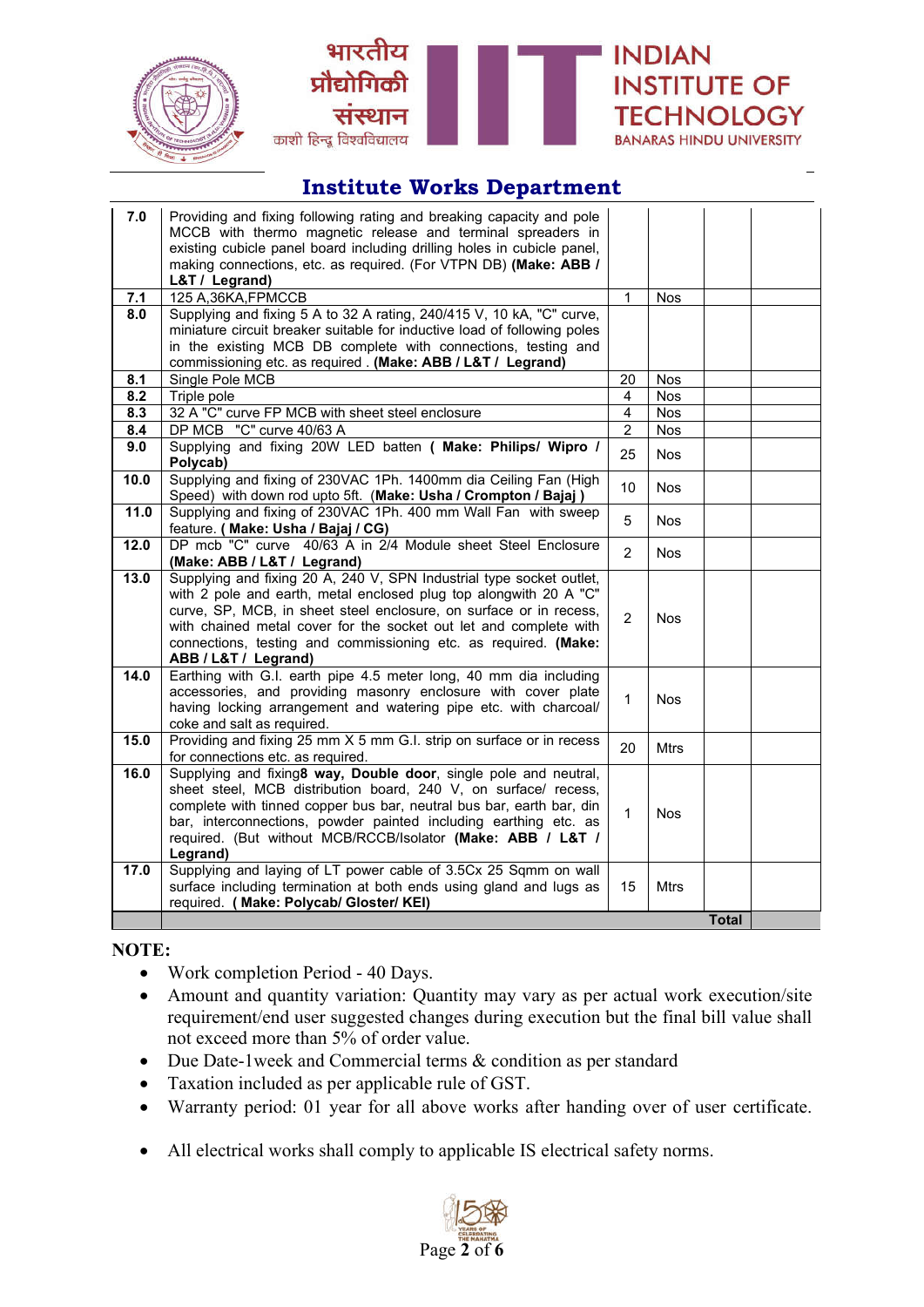## Institute Works Department

| | | | | | |
|---|---|---|---|---|---|
| **7.0** | Providing and fixing following rating and breaking capacity and pole MCCB with thermo magnetic release and terminal spreaders in existing cubicle panel board including drilling holes in cubicle panel, making connections, etc. as required. (For VTPN DB) **(Make: ABB / L&T / Legrand)** | | | | |
| **7.1** | 125 A,36KA,FPMCCB | 1 | Nos | | |
| **8.0** | Supplying and fixing 5 A to 32 A rating, 240/415 V, 10 kA, "C" curve, miniature circuit breaker suitable for inductive load of following poles in the existing MCB DB complete with connections, testing and commissioning etc. as required . **(Make: ABB / L&T / Legrand)** | | | | |
| **8.1** | Single Pole MCB | 20 | Nos | | |
| **8.2** | Triple pole | 4 | Nos | | |
| **8.3** | 32 A "C" curve FP MCB with sheet steel enclosure | 4 | Nos | | |
| **8.4** | DP MCB "C" curve 40/63 A | 2 | Nos | | |
| **9.0** | Supplying and fixing 20W LED batten **( Make: Philips/ Wipro / Polycab)** | 25 | Nos | | |
| **10.0** | Supplying and fixing of 230VAC 1Ph. 1400mm dia Ceiling Fan (High Speed) with down rod upto 5ft. **(Make: Usha / Crompton / Bajaj )** | 10 | Nos | | |
| **11.0** | Supplying and fixing of 230VAC 1Ph. 400 mm Wall Fan with sweep feature. **( Make: Usha / Bajaj / CG)** | 5 | Nos | | |
| **12.0** | DP mcb "C" curve 40/63 A in 2/4 Module sheet Steel Enclosure **(Make: ABB / L&T / Legrand)** | 2 | Nos | | |
| **13.0** | Supplying and fixing 20 A, 240 V, SPN Industrial type socket outlet, with 2 pole and earth, metal enclosed plug top alongwith 20 A "C" curve, SP, MCB, in sheet steel enclosure, on surface or in recess, with chained metal cover for the socket out let and complete with connections, testing and commissioning etc. as required. **(Make: ABB / L&T / Legrand)** | 2 | Nos | | |
| **14.0** | Earthing with G.I. earth pipe 4.5 meter long, 40 mm dia including accessories, and providing masonry enclosure with cover plate having locking arrangement and watering pipe etc. with charcoal/ coke and salt as required. | 1 | Nos | | |
| **15.0** | Providing and fixing 25 mm X 5 mm G.I. strip on surface or in recess for connections etc. as required. | 20 | Mtrs | | |
| **16.0** | Supplying and fixing**8 way, Double door**, single pole and neutral, sheet steel, MCB distribution board, 240 V, on surface/ recess, complete with tinned copper bus bar, neutral bus bar, earth bar, din bar, interconnections, powder painted including earthing etc. as required. (But without MCB/RCCB/Isolator **(Make: ABB / L&T / Legrand)** | 1 | Nos | | |
| **17.0** | Supplying and laying of LT power cable of 3.5Cx 25 Sqmm on wall surface including termination at both ends using gland and lugs as required. **( Make: Polycab/ Gloster/ KEI)** | 15 | Mtrs | | |
| | | | | **Total** | |

**NOTE:**

- Work completion Period - 40 Days.
- Amount and quantity variation: Quantity may vary as per actual work execution/site requirement/end user suggested changes during execution but the final bill value shall not exceed more than 5% of order value.
- Due Date-1week and Commercial terms & condition as per standard
- Taxation included as per applicable rule of GST.
- Warranty period: 01 year for all above works after handing over of user certificate.
- All electrical works shall comply to applicable IS electrical safety norms.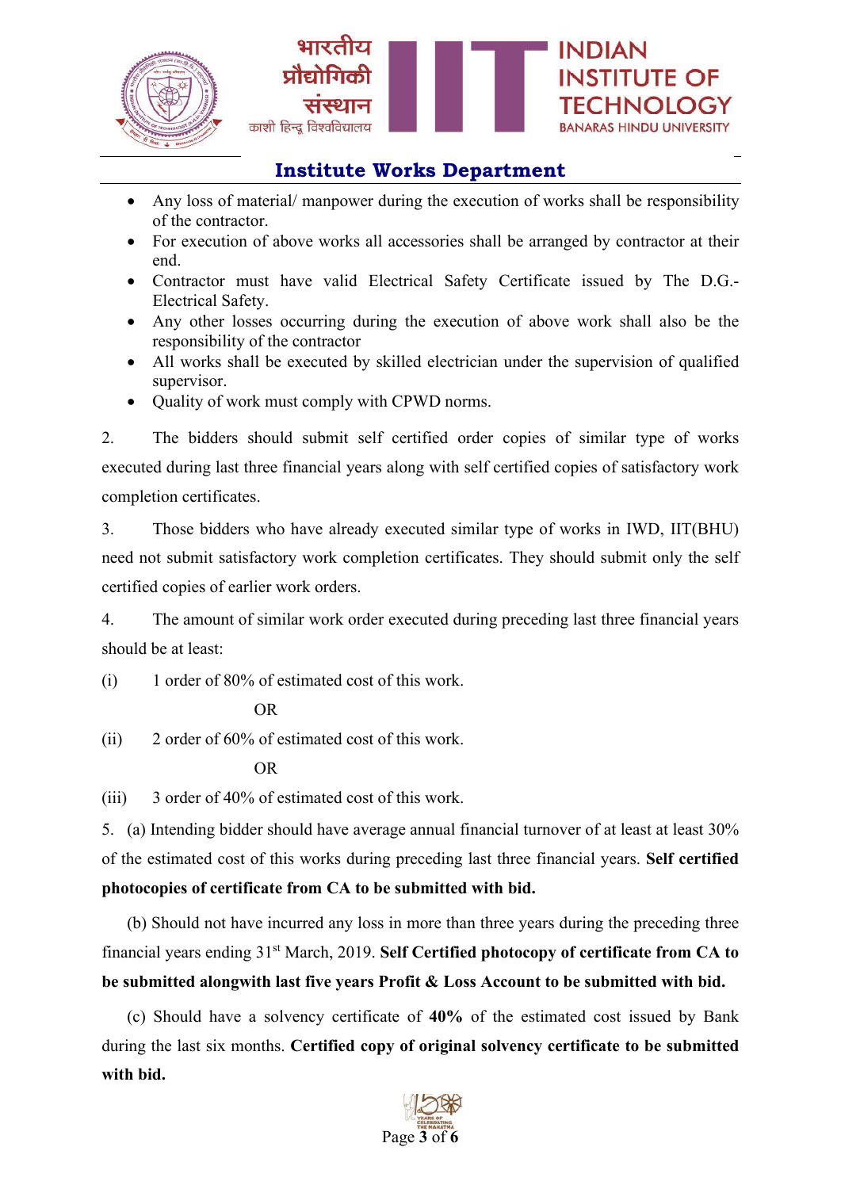- Any loss of material/ manpower during the execution of works shall be responsibility of the contractor.
- For execution of above works all accessories shall be arranged by contractor at their end.
- Contractor must have valid Electrical Safety Certificate issued by The D.G.-Electrical Safety.
- Any other losses occurring during the execution of above work shall also be the responsibility of the contractor
- All works shall be executed by skilled electrician under the supervision of qualified supervisor.
- Quality of work must comply with CPWD norms.

2. The bidders should submit self certified order copies of similar type of works executed during last three financial years along with self certified copies of satisfactory work completion certificates.

3. Those bidders who have already executed similar type of works in IWD, IIT(BHU) need not submit satisfactory work completion certificates. They should submit only the self certified copies of earlier work orders.

4. The amount of similar work order executed during preceding last three financial years should be at least:

(i) 1 order of 80% of estimated cost of this work.

OR

(ii) 2 order of 60% of estimated cost of this work.

OR

(iii) 3 order of 40% of estimated cost of this work.

5. (a) Intending bidder should have average annual financial turnover of at least at least 30% of the estimated cost of this works during preceding last three financial years. **Self certified photocopies of certificate from CA to be submitted with bid.**

(b) Should not have incurred any loss in more than three years during the preceding three financial years ending 31st March, 2019. **Self Certified photocopy of certificate from CA to be submitted alongwith last five years Profit & Loss Account to be submitted with bid.**

(c) Should have a solvency certificate of **40%** of the estimated cost issued by Bank during the last six months. **Certified copy of original solvency certificate to be submitted with bid.**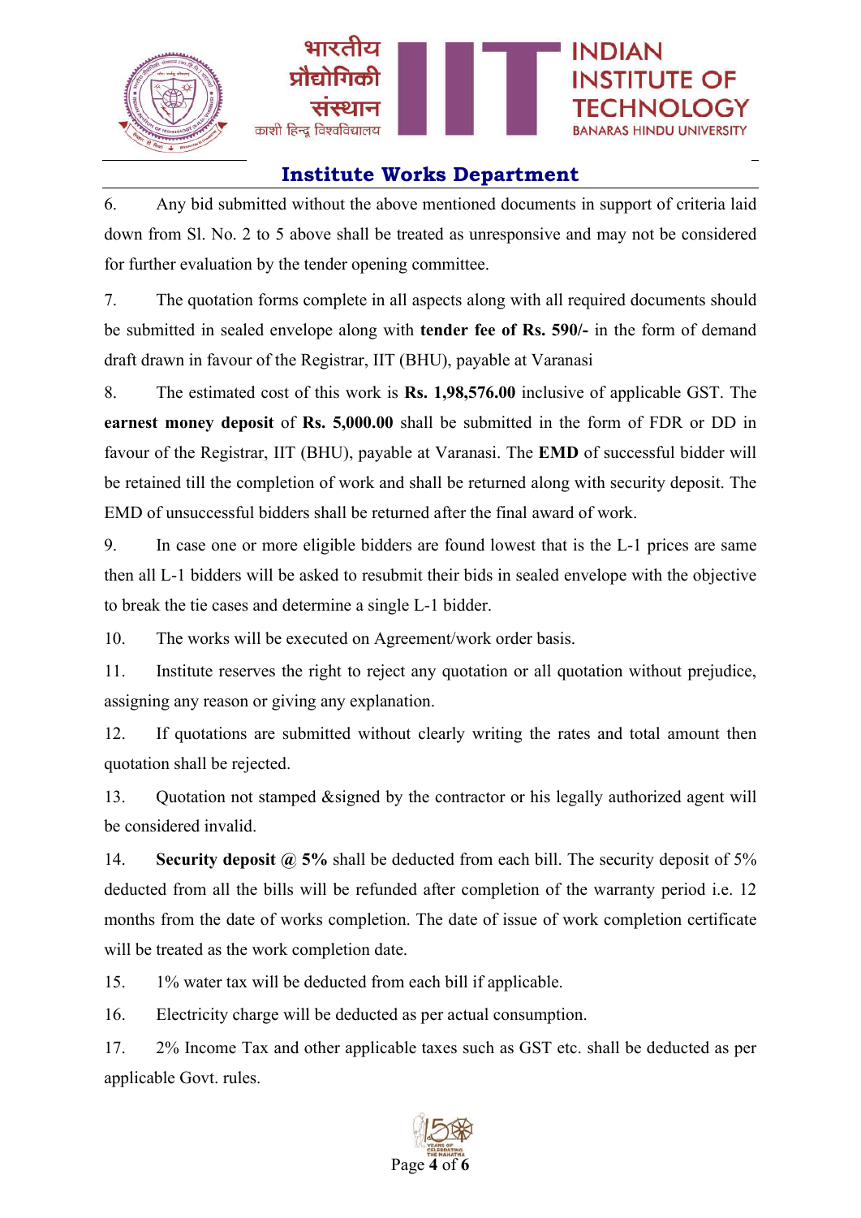## Institute Works Department

6. Any bid submitted without the above mentioned documents in support of criteria laid down from Sl. No. 2 to 5 above shall be treated as unresponsive and may not be considered for further evaluation by the tender opening committee.

7. The quotation forms complete in all aspects along with all required documents should be submitted in sealed envelope along with **tender fee of Rs. 590/-** in the form of demand draft drawn in favour of the Registrar, IIT (BHU), payable at Varanasi

8. The estimated cost of this work is **Rs. 1,98,576.00** inclusive of applicable GST. The **earnest money deposit** of **Rs. 5,000.00** shall be submitted in the form of FDR or DD in favour of the Registrar, IIT (BHU), payable at Varanasi. The **EMD** of successful bidder will be retained till the completion of work and shall be returned along with security deposit. The EMD of unsuccessful bidders shall be returned after the final award of work.

9. In case one or more eligible bidders are found lowest that is the L-1 prices are same then all L-1 bidders will be asked to resubmit their bids in sealed envelope with the objective to break the tie cases and determine a single L-1 bidder.

10. The works will be executed on Agreement/work order basis.

11. Institute reserves the right to reject any quotation or all quotation without prejudice, assigning any reason or giving any explanation.

12. If quotations are submitted without clearly writing the rates and total amount then quotation shall be rejected.

13. Quotation not stamped &signed by the contractor or his legally authorized agent will be considered invalid.

14. **Security deposit @ 5%** shall be deducted from each bill. The security deposit of 5% deducted from all the bills will be refunded after completion of the warranty period i.e. 12 months from the date of works completion. The date of issue of work completion certificate will be treated as the work completion date.

15. 1% water tax will be deducted from each bill if applicable.

16. Electricity charge will be deducted as per actual consumption.

17. 2% Income Tax and other applicable taxes such as GST etc. shall be deducted as per applicable Govt. rules.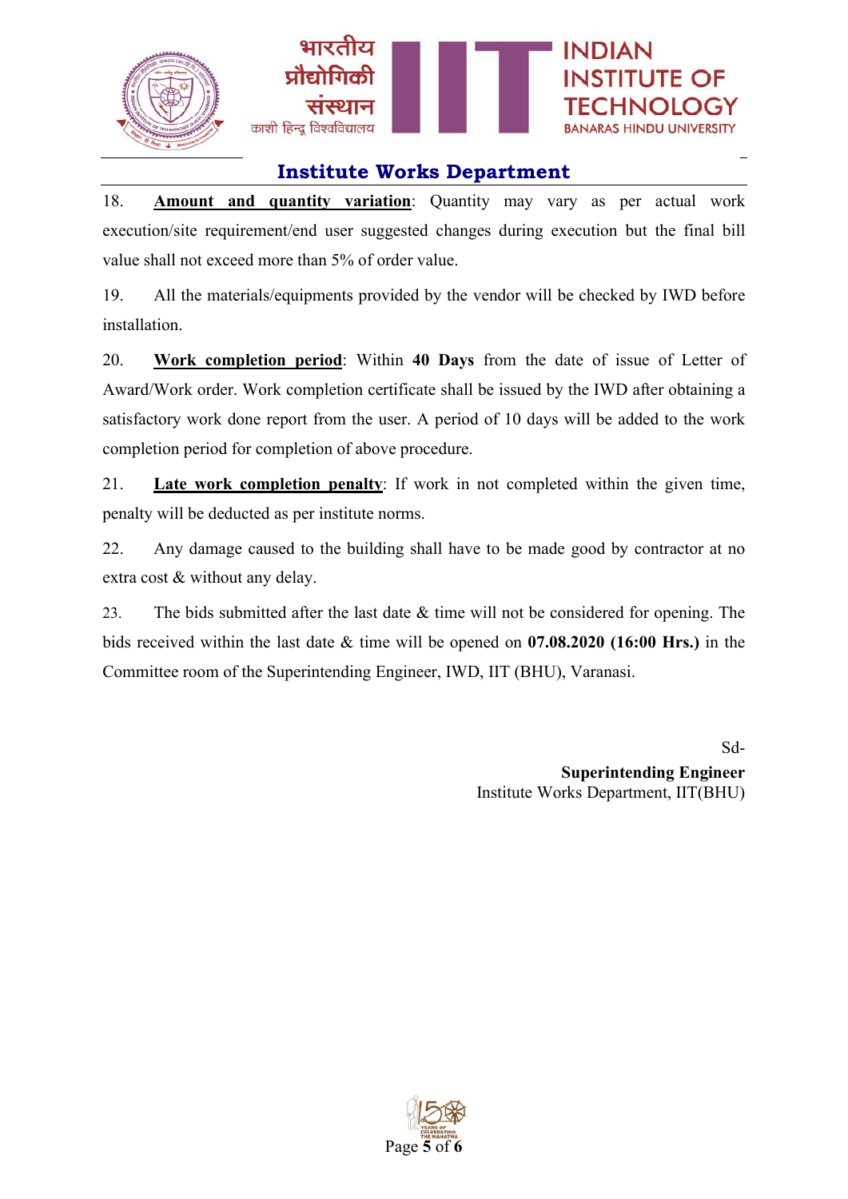## Institute Works Department

18. **Amount and quantity variation**: Quantity may vary as per actual work execution/site requirement/end user suggested changes during execution but the final bill value shall not exceed more than 5% of order value.

19. All the materials/equipments provided by the vendor will be checked by IWD before installation.

20. **Work completion period**: Within **40 Days** from the date of issue of Letter of Award/Work order. Work completion certificate shall be issued by the IWD after obtaining a satisfactory work done report from the user. A period of 10 days will be added to the work completion period for completion of above procedure.

21. **Late work completion penalty**: If work in not completed within the given time, penalty will be deducted as per institute norms.

22. Any damage caused to the building shall have to be made good by contractor at no extra cost & without any delay.

23. The bids submitted after the last date & time will not be considered for opening. The bids received within the last date & time will be opened on **07.08.2020 (16:00 Hrs.)** in the Committee room of the Superintending Engineer, IWD, IIT (BHU), Varanasi.

Sd-
**Superintending Engineer**
Institute Works Department, IIT(BHU)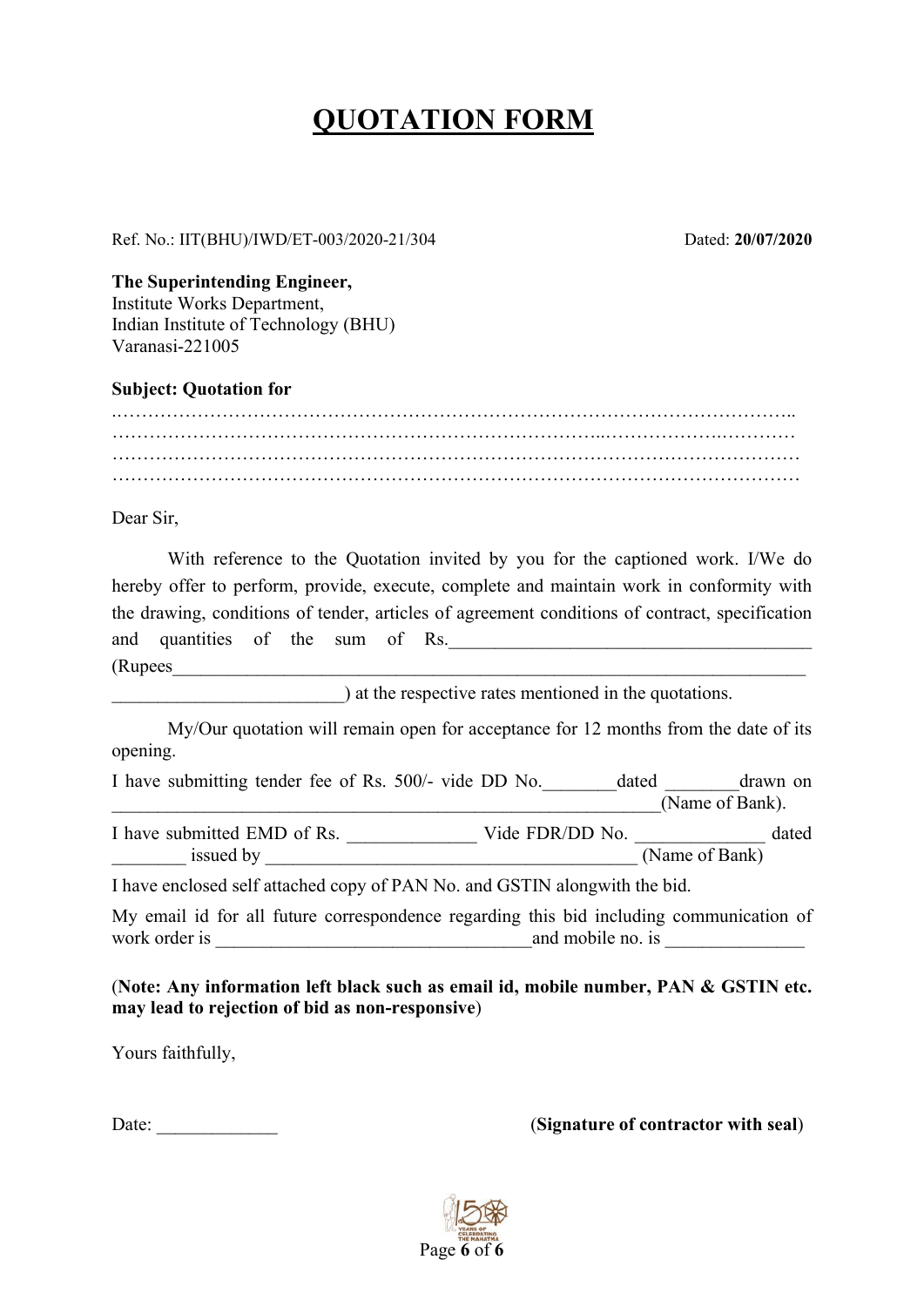# QUOTATION FORM

Ref. No.: IIT(BHU)/IWD/ET-003/2020-21/304 Dated: **20/07/2020**

**The Superintending Engineer,**
Institute Works Department,
Indian Institute of Technology (BHU)
Varanasi-221005

**Subject: Quotation for**

.………………………………………………………………………………………………..
…………………………………………………………………...……………..…………
………………………………………………………………………………………………
………………………………………………………………………………………………

Dear Sir,

With reference to the Quotation invited by you for the captioned work. I/We do hereby offer to perform, provide, execute, complete and maintain work in conformity with the drawing, conditions of tender, articles of agreement conditions of contract, specification and quantities of the sum of Rs.______________________________________ (Rupees_____________________________________________________________________ ________________________) at the respective rates mentioned in the quotations.

My/Our quotation will remain open for acceptance for 12 months from the date of its opening.

I have submitting tender fee of Rs. 500/- vide DD No.________dated ________drawn on __________________________________________________________(Name of Bank).

I have submitted EMD of Rs. ______________ Vide FDR/DD No. ______________ dated ________ issued by _________________________________________ (Name of Bank)

I have enclosed self attached copy of PAN No. and GSTIN alongwith the bid.

My email id for all future correspondence regarding this bid including communication of work order is __________________________________and mobile no. is _______________

(**Note: Any information left black such as email id, mobile number, PAN & GSTIN etc. may lead to rejection of bid as non-responsive**)

Yours faithfully,

Date: _____________ (**Signature of contractor with seal**)